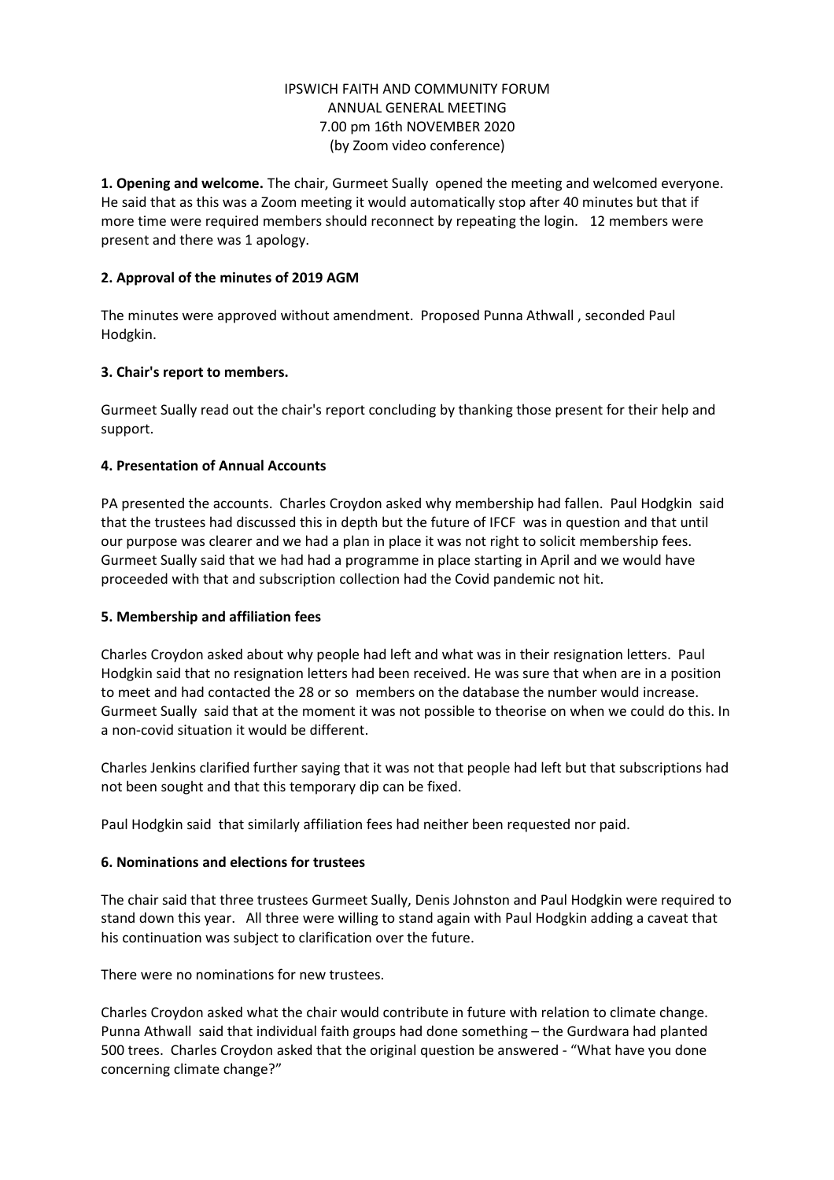IPSWICH FAITH AND COMMUNITY FORUM
ANNUAL GENERAL MEETING
7.00 pm 16th NOVEMBER 2020
(by Zoom video conference)

**1. Opening and welcome.** The chair, Gurmeet Sually opened the meeting and welcomed everyone. He said that as this was a Zoom meeting it would automatically stop after 40 minutes but that if more time were required members should reconnect by repeating the login. 12 members were present and there was 1 apology.

**2. Approval of the minutes of 2019 AGM**

The minutes were approved without amendment. Proposed Punna Athwall , seconded Paul Hodgkin.

**3. Chair's report to members.**

Gurmeet Sually read out the chair's report concluding by thanking those present for their help and support.

**4. Presentation of Annual Accounts**

PA presented the accounts. Charles Croydon asked why membership had fallen. Paul Hodgkin said that the trustees had discussed this in depth but the future of IFCF was in question and that until our purpose was clearer and we had a plan in place it was not right to solicit membership fees. Gurmeet Sually said that we had had a programme in place starting in April and we would have proceeded with that and subscription collection had the Covid pandemic not hit.

**5. Membership and affiliation fees**

Charles Croydon asked about why people had left and what was in their resignation letters. Paul Hodgkin said that no resignation letters had been received. He was sure that when are in a position to meet and had contacted the 28 or so members on the database the number would increase. Gurmeet Sually said that at the moment it was not possible to theorise on when we could do this. In a non-covid situation it would be different.

Charles Jenkins clarified further saying that it was not that people had left but that subscriptions had not been sought and that this temporary dip can be fixed.

Paul Hodgkin said that similarly affiliation fees had neither been requested nor paid.

**6. Nominations and elections for trustees**

The chair said that three trustees Gurmeet Sually, Denis Johnston and Paul Hodgkin were required to stand down this year. All three were willing to stand again with Paul Hodgkin adding a caveat that his continuation was subject to clarification over the future.

There were no nominations for new trustees.

Charles Croydon asked what the chair would contribute in future with relation to climate change. Punna Athwall said that individual faith groups had done something – the Gurdwara had planted 500 trees. Charles Croydon asked that the original question be answered - "What have you done concerning climate change?"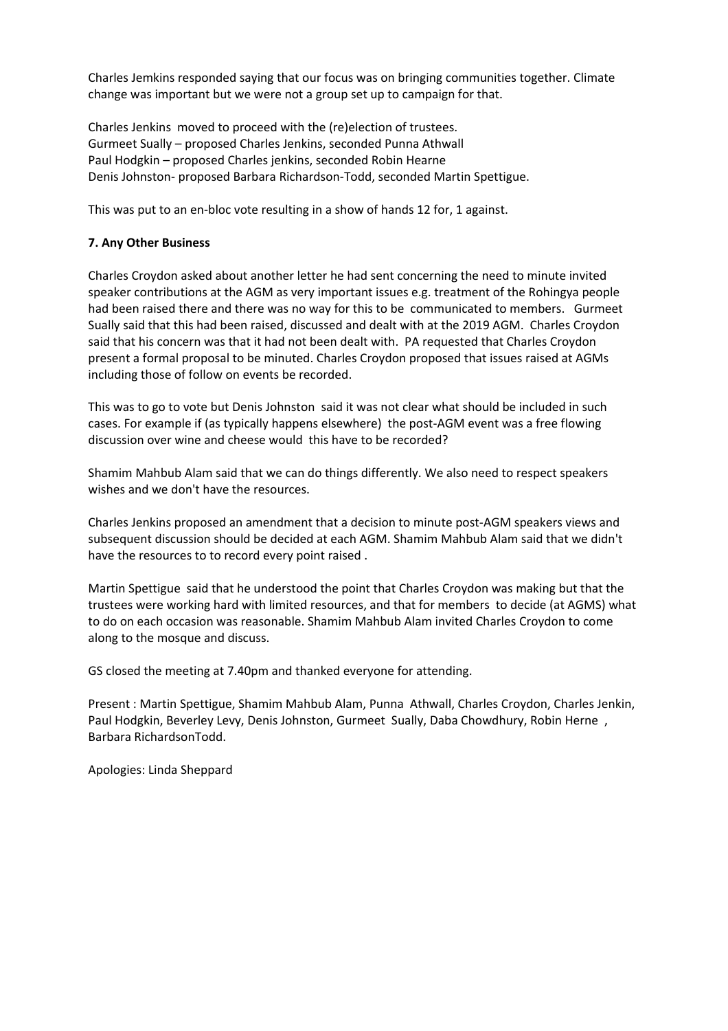Charles Jemkins responded saying that our focus was on bringing communities together. Climate change was important but we were not a group set up to campaign for that.

Charles Jenkins moved to proceed with the (re)election of trustees.
Gurmeet Sually – proposed Charles Jenkins, seconded Punna Athwall
Paul Hodgkin – proposed Charles jenkins, seconded Robin Hearne
Denis Johnston- proposed Barbara Richardson-Todd, seconded Martin Spettigue.

This was put to an en-bloc vote resulting in a show of hands 12 for, 1 against.

**7. Any Other Business**

Charles Croydon asked about another letter he had sent concerning the need to minute invited speaker contributions at the AGM as very important issues e.g. treatment of the Rohingya people had been raised there and there was no way for this to be communicated to members. Gurmeet Sually said that this had been raised, discussed and dealt with at the 2019 AGM. Charles Croydon said that his concern was that it had not been dealt with. PA requested that Charles Croydon present a formal proposal to be minuted. Charles Croydon proposed that issues raised at AGMs including those of follow on events be recorded.

This was to go to vote but Denis Johnston said it was not clear what should be included in such cases. For example if (as typically happens elsewhere) the post-AGM event was a free flowing discussion over wine and cheese would this have to be recorded?

Shamim Mahbub Alam said that we can do things differently. We also need to respect speakers wishes and we don't have the resources.

Charles Jenkins proposed an amendment that a decision to minute post-AGM speakers views and subsequent discussion should be decided at each AGM. Shamim Mahbub Alam said that we didn't have the resources to to record every point raised .

Martin Spettigue said that he understood the point that Charles Croydon was making but that the trustees were working hard with limited resources, and that for members to decide (at AGMS) what to do on each occasion was reasonable. Shamim Mahbub Alam invited Charles Croydon to come along to the mosque and discuss.

GS closed the meeting at 7.40pm and thanked everyone for attending.

Present : Martin Spettigue, Shamim Mahbub Alam, Punna Athwall, Charles Croydon, Charles Jenkin, Paul Hodgkin, Beverley Levy, Denis Johnston, Gurmeet Sually, Daba Chowdhury, Robin Herne , Barbara RichardsonTodd.

Apologies: Linda Sheppard